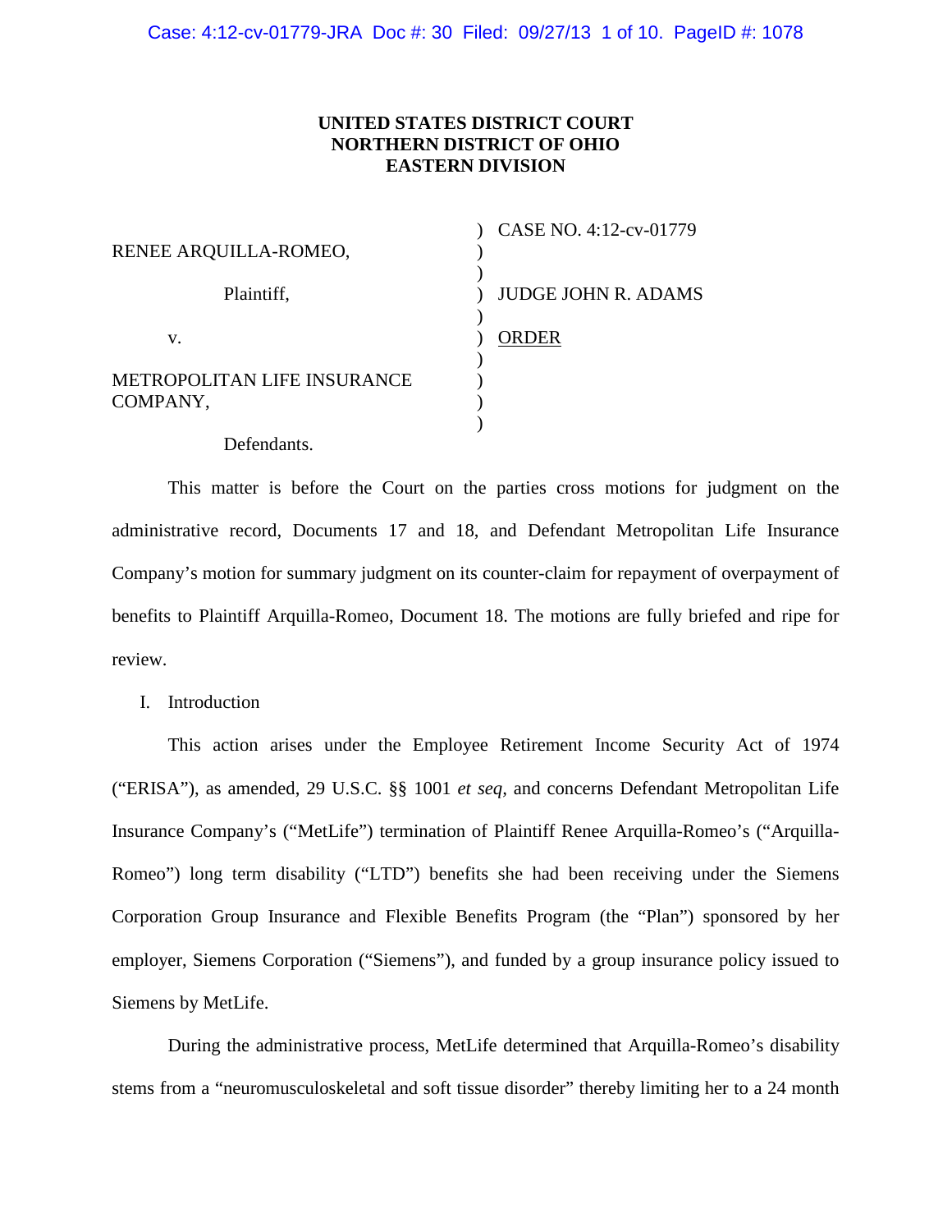# UNITED STATES DISTRICT COURT
# NORTHERN DISTRICT OF OHIO
# EASTERN DIVISION

| | |
|---|---|
| RENEE ARQUILLA-ROMEO, | CASE NO. 4:12-cv-01779 |
| Plaintiff, | JUDGE JOHN R. ADAMS |
| v. | ORDER |
| METROPOLITAN LIFE INSURANCE COMPANY, | |
| Defendants. | |

This matter is before the Court on the parties cross motions for judgment on the administrative record, Documents 17 and 18, and Defendant Metropolitan Life Insurance Company's motion for summary judgment on its counter-claim for repayment of overpayment of benefits to Plaintiff Arquilla-Romeo, Document 18. The motions are fully briefed and ripe for review.

I. Introduction

This action arises under the Employee Retirement Income Security Act of 1974 ("ERISA"), as amended, 29 U.S.C. §§ 1001 *et seq*, and concerns Defendant Metropolitan Life Insurance Company's ("MetLife") termination of Plaintiff Renee Arquilla-Romeo's ("Arquilla-Romeo") long term disability ("LTD") benefits she had been receiving under the Siemens Corporation Group Insurance and Flexible Benefits Program (the "Plan") sponsored by her employer, Siemens Corporation ("Siemens"), and funded by a group insurance policy issued to Siemens by MetLife.

During the administrative process, MetLife determined that Arquilla-Romeo's disability stems from a "neuromusculoskeletal and soft tissue disorder" thereby limiting her to a 24 month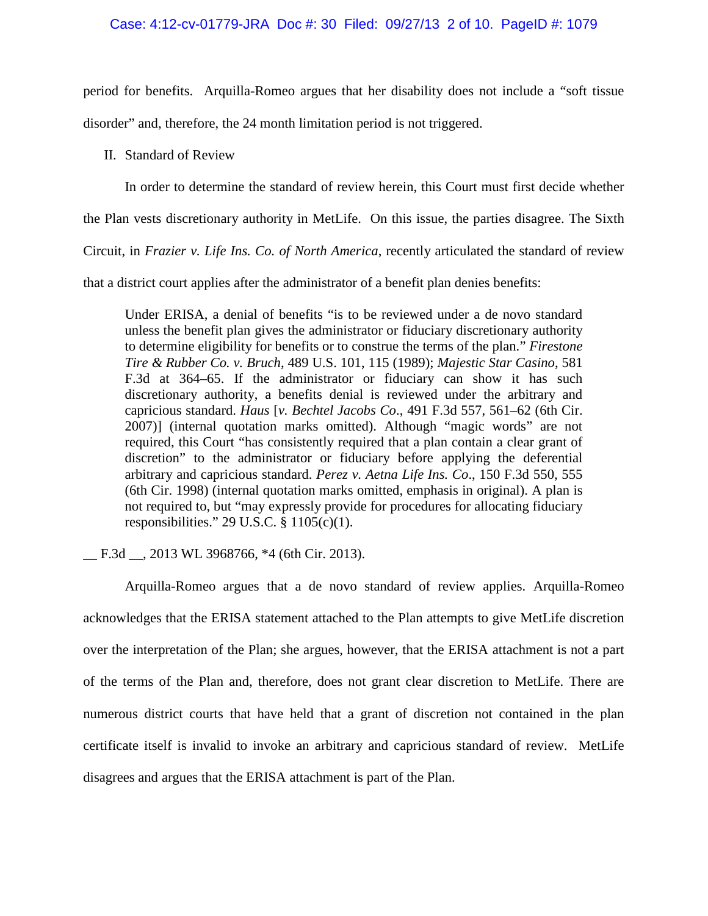period for benefits. Arquilla-Romeo argues that her disability does not include a "soft tissue disorder" and, therefore, the 24 month limitation period is not triggered.

II. Standard of Review

In order to determine the standard of review herein, this Court must first decide whether the Plan vests discretionary authority in MetLife. On this issue, the parties disagree. The Sixth Circuit, in *Frazier v. Life Ins. Co. of North America*, recently articulated the standard of review that a district court applies after the administrator of a benefit plan denies benefits:

> Under ERISA, a denial of benefits "is to be reviewed under a de novo standard unless the benefit plan gives the administrator or fiduciary discretionary authority to determine eligibility for benefits or to construe the terms of the plan." *Firestone Tire & Rubber Co. v. Bruch*, 489 U.S. 101, 115 (1989); *Majestic Star Casino*, 581 F.3d at 364–65. If the administrator or fiduciary can show it has such discretionary authority, a benefits denial is reviewed under the arbitrary and capricious standard. *Haus* [*v. Bechtel Jacobs Co*., 491 F.3d 557, 561–62 (6th Cir. 2007)] (internal quotation marks omitted). Although "magic words" are not required, this Court "has consistently required that a plan contain a clear grant of discretion" to the administrator or fiduciary before applying the deferential arbitrary and capricious standard. *Perez v. Aetna Life Ins. Co*., 150 F.3d 550, 555 (6th Cir. 1998) (internal quotation marks omitted, emphasis in original). A plan is not required to, but "may expressly provide for procedures for allocating fiduciary responsibilities." 29 U.S.C. § 1105(c)(1).

__ F.3d __, 2013 WL 3968766, *4 (6th Cir. 2013).

Arquilla-Romeo argues that a de novo standard of review applies. Arquilla-Romeo acknowledges that the ERISA statement attached to the Plan attempts to give MetLife discretion over the interpretation of the Plan; she argues, however, that the ERISA attachment is not a part of the terms of the Plan and, therefore, does not grant clear discretion to MetLife. There are numerous district courts that have held that a grant of discretion not contained in the plan certificate itself is invalid to invoke an arbitrary and capricious standard of review. MetLife disagrees and argues that the ERISA attachment is part of the Plan.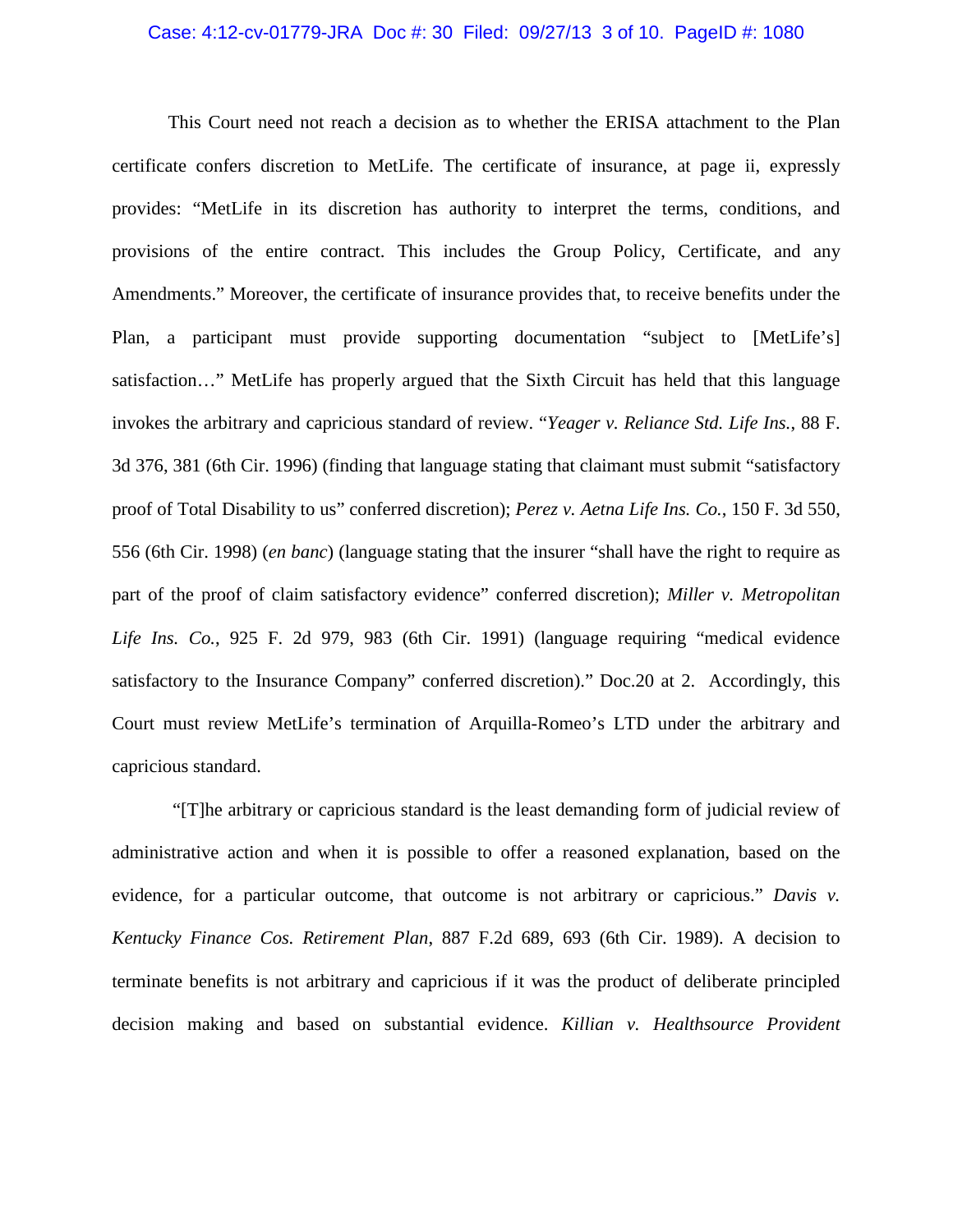This Court need not reach a decision as to whether the ERISA attachment to the Plan certificate confers discretion to MetLife. The certificate of insurance, at page ii, expressly provides: "MetLife in its discretion has authority to interpret the terms, conditions, and provisions of the entire contract. This includes the Group Policy, Certificate, and any Amendments." Moreover, the certificate of insurance provides that, to receive benefits under the Plan, a participant must provide supporting documentation "subject to [MetLife's] satisfaction…" MetLife has properly argued that the Sixth Circuit has held that this language invokes the arbitrary and capricious standard of review. "*Yeager v. Reliance Std. Life Ins.*, 88 F. 3d 376, 381 (6th Cir. 1996) (finding that language stating that claimant must submit "satisfactory proof of Total Disability to us" conferred discretion); *Perez v. Aetna Life Ins. Co.*, 150 F. 3d 550, 556 (6th Cir. 1998) (*en banc*) (language stating that the insurer "shall have the right to require as part of the proof of claim satisfactory evidence" conferred discretion); *Miller v. Metropolitan Life Ins. Co.*, 925 F. 2d 979, 983 (6th Cir. 1991) (language requiring "medical evidence satisfactory to the Insurance Company" conferred discretion)." Doc.20 at 2. Accordingly, this Court must review MetLife's termination of Arquilla-Romeo's LTD under the arbitrary and capricious standard.

"[T]he arbitrary or capricious standard is the least demanding form of judicial review of administrative action and when it is possible to offer a reasoned explanation, based on the evidence, for a particular outcome, that outcome is not arbitrary or capricious." *Davis v. Kentucky Finance Cos. Retirement Plan*, 887 F.2d 689, 693 (6th Cir. 1989). A decision to terminate benefits is not arbitrary and capricious if it was the product of deliberate principled decision making and based on substantial evidence. *Killian v. Healthsource Provident*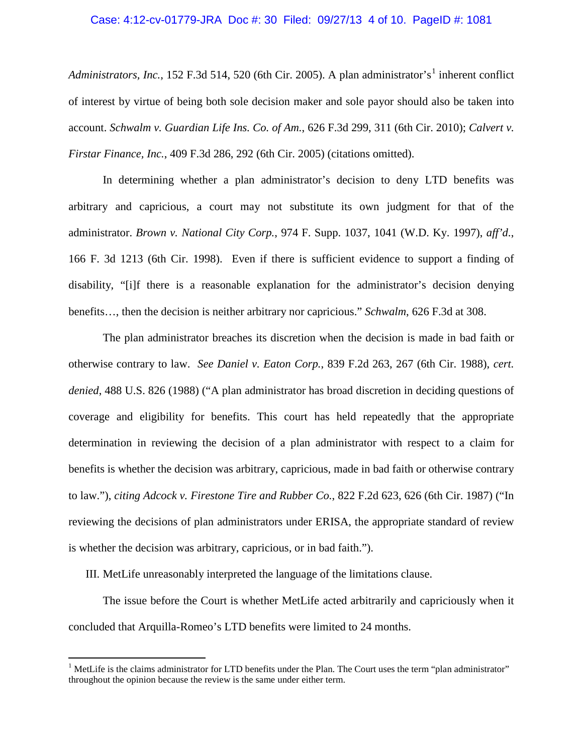*Administrators, Inc.*, 152 F.3d 514, 520 (6th Cir. 2005). A plan administrator's[1] inherent conflict of interest by virtue of being both sole decision maker and sole payor should also be taken into account. *Schwalm v. Guardian Life Ins. Co. of Am.*, 626 F.3d 299, 311 (6th Cir. 2010); *Calvert v. Firstar Finance, Inc.*, 409 F.3d 286, 292 (6th Cir. 2005) (citations omitted).

In determining whether a plan administrator's decision to deny LTD benefits was arbitrary and capricious, a court may not substitute its own judgment for that of the administrator. *Brown v. National City Corp.*, 974 F. Supp. 1037, 1041 (W.D. Ky. 1997), *aff'd.*, 166 F. 3d 1213 (6th Cir. 1998). Even if there is sufficient evidence to support a finding of disability, "[i]f there is a reasonable explanation for the administrator's decision denying benefits…, then the decision is neither arbitrary nor capricious." *Schwalm*, 626 F.3d at 308.

The plan administrator breaches its discretion when the decision is made in bad faith or otherwise contrary to law. *See Daniel v. Eaton Corp.*, 839 F.2d 263, 267 (6th Cir. 1988), *cert. denied*, 488 U.S. 826 (1988) ("A plan administrator has broad discretion in deciding questions of coverage and eligibility for benefits. This court has held repeatedly that the appropriate determination in reviewing the decision of a plan administrator with respect to a claim for benefits is whether the decision was arbitrary, capricious, made in bad faith or otherwise contrary to law."), *citing Adcock v. Firestone Tire and Rubber Co.*, 822 F.2d 623, 626 (6th Cir. 1987) ("In reviewing the decisions of plan administrators under ERISA, the appropriate standard of review is whether the decision was arbitrary, capricious, or in bad faith.").

III. MetLife unreasonably interpreted the language of the limitations clause.

The issue before the Court is whether MetLife acted arbitrarily and capriciously when it concluded that Arquilla-Romeo's LTD benefits were limited to 24 months.

---

[1] MetLife is the claims administrator for LTD benefits under the Plan. The Court uses the term "plan administrator" throughout the opinion because the review is the same under either term.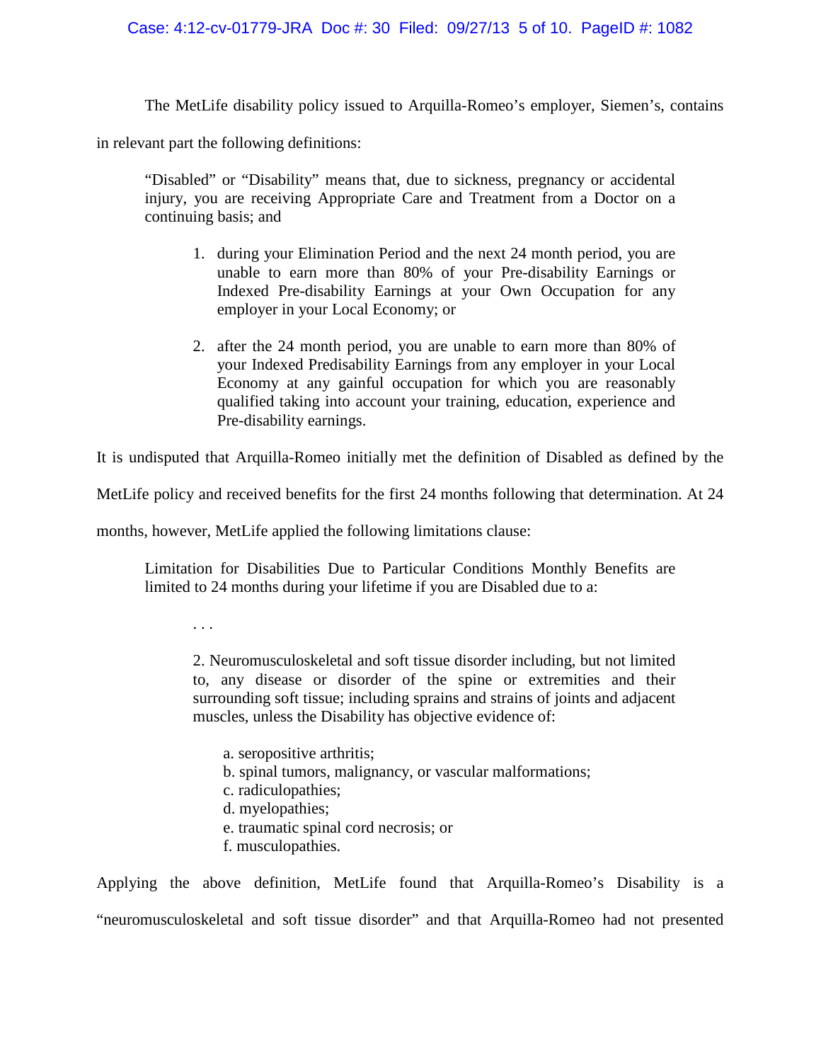The MetLife disability policy issued to Arquilla-Romeo's employer, Siemen's, contains in relevant part the following definitions:

> "Disabled" or "Disability" means that, due to sickness, pregnancy or accidental injury, you are receiving Appropriate Care and Treatment from a Doctor on a continuing basis; and
>
> 1. during your Elimination Period and the next 24 month period, you are unable to earn more than 80% of your Pre-disability Earnings or Indexed Pre-disability Earnings at your Own Occupation for any employer in your Local Economy; or
>
> 2. after the 24 month period, you are unable to earn more than 80% of your Indexed Predisability Earnings from any employer in your Local Economy at any gainful occupation for which you are reasonably qualified taking into account your training, education, experience and Pre-disability earnings.

It is undisputed that Arquilla-Romeo initially met the definition of Disabled as defined by the MetLife policy and received benefits for the first 24 months following that determination. At 24 months, however, MetLife applied the following limitations clause:

> Limitation for Disabilities Due to Particular Conditions Monthly Benefits are limited to 24 months during your lifetime if you are Disabled due to a:
>
> . . .
>
> 2. Neuromusculoskeletal and soft tissue disorder including, but not limited to, any disease or disorder of the spine or extremities and their surrounding soft tissue; including sprains and strains of joints and adjacent muscles, unless the Disability has objective evidence of:
>
> a. seropositive arthritis;
> b. spinal tumors, malignancy, or vascular malformations;
> c. radiculopathies;
> d. myelopathies;
> e. traumatic spinal cord necrosis; or
> f. musculopathies.

Applying the above definition, MetLife found that Arquilla-Romeo's Disability is a "neuromusculoskeletal and soft tissue disorder" and that Arquilla-Romeo had not presented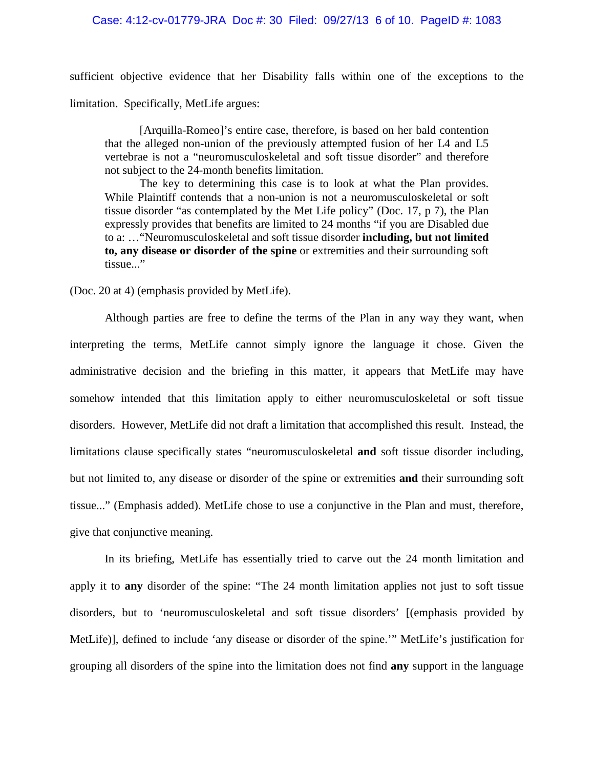sufficient objective evidence that her Disability falls within one of the exceptions to the limitation. Specifically, MetLife argues:

> [Arquilla-Romeo]'s entire case, therefore, is based on her bald contention that the alleged non-union of the previously attempted fusion of her L4 and L5 vertebrae is not a "neuromusculoskeletal and soft tissue disorder" and therefore not subject to the 24-month benefits limitation.
>
> The key to determining this case is to look at what the Plan provides. While Plaintiff contends that a non-union is not a neuromusculoskeletal or soft tissue disorder "as contemplated by the Met Life policy" (Doc. 17, p 7), the Plan expressly provides that benefits are limited to 24 months "if you are Disabled due to a: …"Neuromusculoskeletal and soft tissue disorder **including, but not limited to, any disease or disorder of the spine** or extremities and their surrounding soft tissue..."

(Doc. 20 at 4) (emphasis provided by MetLife).

Although parties are free to define the terms of the Plan in any way they want, when interpreting the terms, MetLife cannot simply ignore the language it chose. Given the administrative decision and the briefing in this matter, it appears that MetLife may have somehow intended that this limitation apply to either neuromusculoskeletal or soft tissue disorders. However, MetLife did not draft a limitation that accomplished this result. Instead, the limitations clause specifically states "neuromusculoskeletal **and** soft tissue disorder including, but not limited to, any disease or disorder of the spine or extremities **and** their surrounding soft tissue..." (Emphasis added). MetLife chose to use a conjunctive in the Plan and must, therefore, give that conjunctive meaning.

In its briefing, MetLife has essentially tried to carve out the 24 month limitation and apply it to **any** disorder of the spine: "The 24 month limitation applies not just to soft tissue disorders, but to 'neuromusculoskeletal <u>and</u> soft tissue disorders' [(emphasis provided by MetLife)], defined to include 'any disease or disorder of the spine.'" MetLife's justification for grouping all disorders of the spine into the limitation does not find **any** support in the language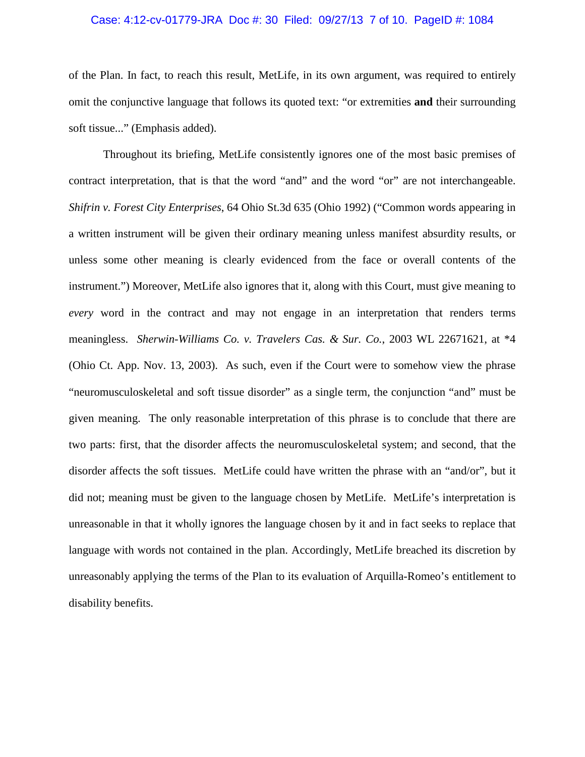of the Plan. In fact, to reach this result, MetLife, in its own argument, was required to entirely omit the conjunctive language that follows its quoted text: "or extremities **and** their surrounding soft tissue..." (Emphasis added).

Throughout its briefing, MetLife consistently ignores one of the most basic premises of contract interpretation, that is that the word "and" and the word "or" are not interchangeable. *Shifrin v. Forest City Enterprises*, 64 Ohio St.3d 635 (Ohio 1992) ("Common words appearing in a written instrument will be given their ordinary meaning unless manifest absurdity results, or unless some other meaning is clearly evidenced from the face or overall contents of the instrument.") Moreover, MetLife also ignores that it, along with this Court, must give meaning to *every* word in the contract and may not engage in an interpretation that renders terms meaningless. *Sherwin-Williams Co. v. Travelers Cas. & Sur. Co.*, 2003 WL 22671621, at *4 (Ohio Ct. App. Nov. 13, 2003). As such, even if the Court were to somehow view the phrase "neuromusculoskeletal and soft tissue disorder" as a single term, the conjunction "and" must be given meaning. The only reasonable interpretation of this phrase is to conclude that there are two parts: first, that the disorder affects the neuromusculoskeletal system; and second, that the disorder affects the soft tissues. MetLife could have written the phrase with an "and/or", but it did not; meaning must be given to the language chosen by MetLife. MetLife's interpretation is unreasonable in that it wholly ignores the language chosen by it and in fact seeks to replace that language with words not contained in the plan. Accordingly, MetLife breached its discretion by unreasonably applying the terms of the Plan to its evaluation of Arquilla-Romeo's entitlement to disability benefits.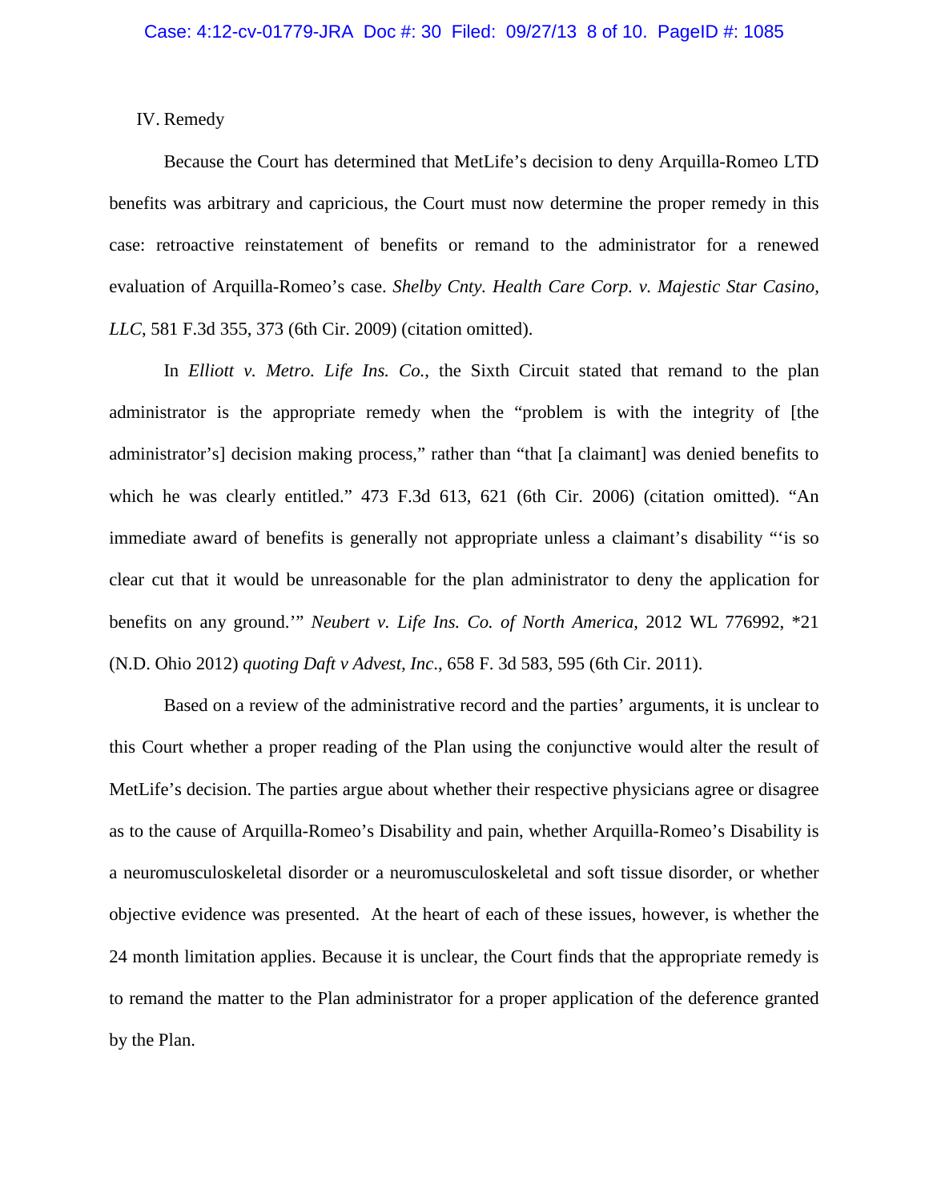IV. Remedy

Because the Court has determined that MetLife's decision to deny Arquilla-Romeo LTD benefits was arbitrary and capricious, the Court must now determine the proper remedy in this case: retroactive reinstatement of benefits or remand to the administrator for a renewed evaluation of Arquilla-Romeo's case. *Shelby Cnty. Health Care Corp. v. Majestic Star Casino, LLC*, 581 F.3d 355, 373 (6th Cir. 2009) (citation omitted).

In *Elliott v. Metro. Life Ins. Co.*, the Sixth Circuit stated that remand to the plan administrator is the appropriate remedy when the "problem is with the integrity of [the administrator's] decision making process," rather than "that [a claimant] was denied benefits to which he was clearly entitled." 473 F.3d 613, 621 (6th Cir. 2006) (citation omitted). "An immediate award of benefits is generally not appropriate unless a claimant's disability "'is so clear cut that it would be unreasonable for the plan administrator to deny the application for benefits on any ground.'" *Neubert v. Life Ins. Co. of North America*, 2012 WL 776992, *21 (N.D. Ohio 2012) *quoting Daft v Advest, Inc*., 658 F. 3d 583, 595 (6th Cir. 2011).

Based on a review of the administrative record and the parties' arguments, it is unclear to this Court whether a proper reading of the Plan using the conjunctive would alter the result of MetLife's decision. The parties argue about whether their respective physicians agree or disagree as to the cause of Arquilla-Romeo's Disability and pain, whether Arquilla-Romeo's Disability is a neuromusculoskeletal disorder or a neuromusculoskeletal and soft tissue disorder, or whether objective evidence was presented. At the heart of each of these issues, however, is whether the 24 month limitation applies. Because it is unclear, the Court finds that the appropriate remedy is to remand the matter to the Plan administrator for a proper application of the deference granted by the Plan.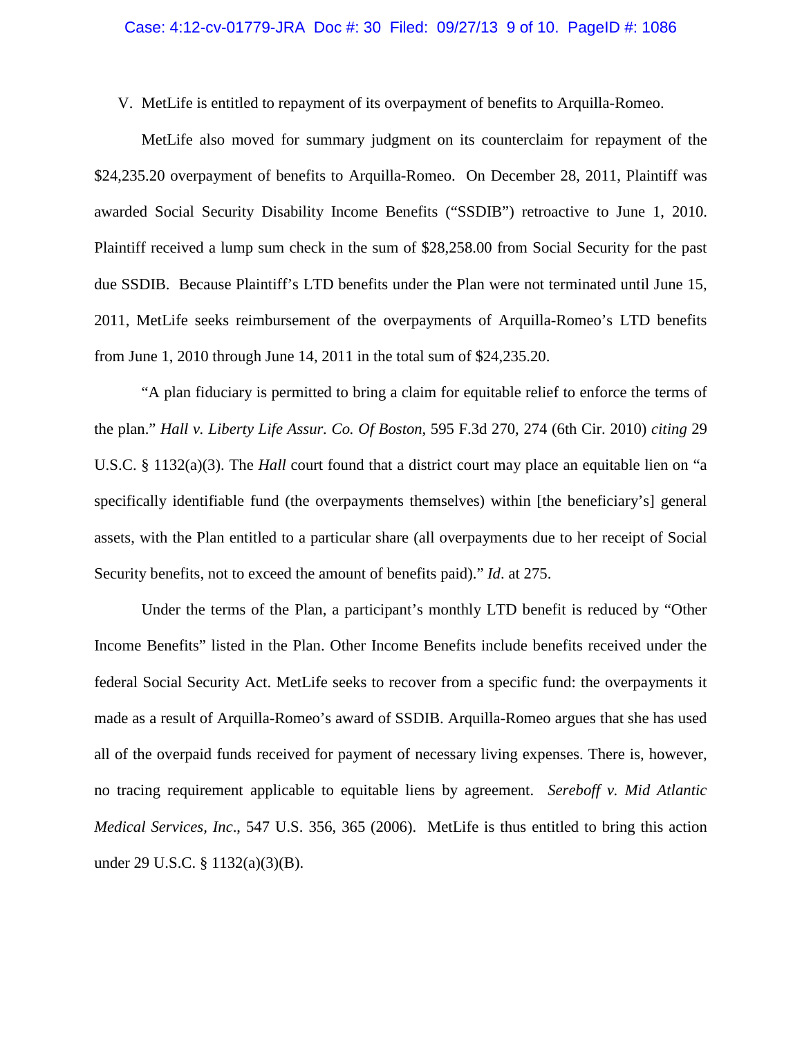V. MetLife is entitled to repayment of its overpayment of benefits to Arquilla-Romeo.

MetLife also moved for summary judgment on its counterclaim for repayment of the $24,235.20 overpayment of benefits to Arquilla-Romeo. On December 28, 2011, Plaintiff was awarded Social Security Disability Income Benefits ("SSDIB") retroactive to June 1, 2010. Plaintiff received a lump sum check in the sum of $28,258.00 from Social Security for the past due SSDIB. Because Plaintiff's LTD benefits under the Plan were not terminated until June 15, 2011, MetLife seeks reimbursement of the overpayments of Arquilla-Romeo's LTD benefits from June 1, 2010 through June 14, 2011 in the total sum of $24,235.20.

"A plan fiduciary is permitted to bring a claim for equitable relief to enforce the terms of the plan." *Hall v. Liberty Life Assur. Co. Of Boston*, 595 F.3d 270, 274 (6th Cir. 2010) *citing* 29 U.S.C. § 1132(a)(3). The *Hall* court found that a district court may place an equitable lien on "a specifically identifiable fund (the overpayments themselves) within [the beneficiary's] general assets, with the Plan entitled to a particular share (all overpayments due to her receipt of Social Security benefits, not to exceed the amount of benefits paid)." *Id*. at 275.

Under the terms of the Plan, a participant's monthly LTD benefit is reduced by "Other Income Benefits" listed in the Plan. Other Income Benefits include benefits received under the federal Social Security Act. MetLife seeks to recover from a specific fund: the overpayments it made as a result of Arquilla-Romeo's award of SSDIB. Arquilla-Romeo argues that she has used all of the overpaid funds received for payment of necessary living expenses. There is, however, no tracing requirement applicable to equitable liens by agreement. *Sereboff v. Mid Atlantic Medical Services, Inc*., 547 U.S. 356, 365 (2006). MetLife is thus entitled to bring this action under 29 U.S.C. § 1132(a)(3)(B).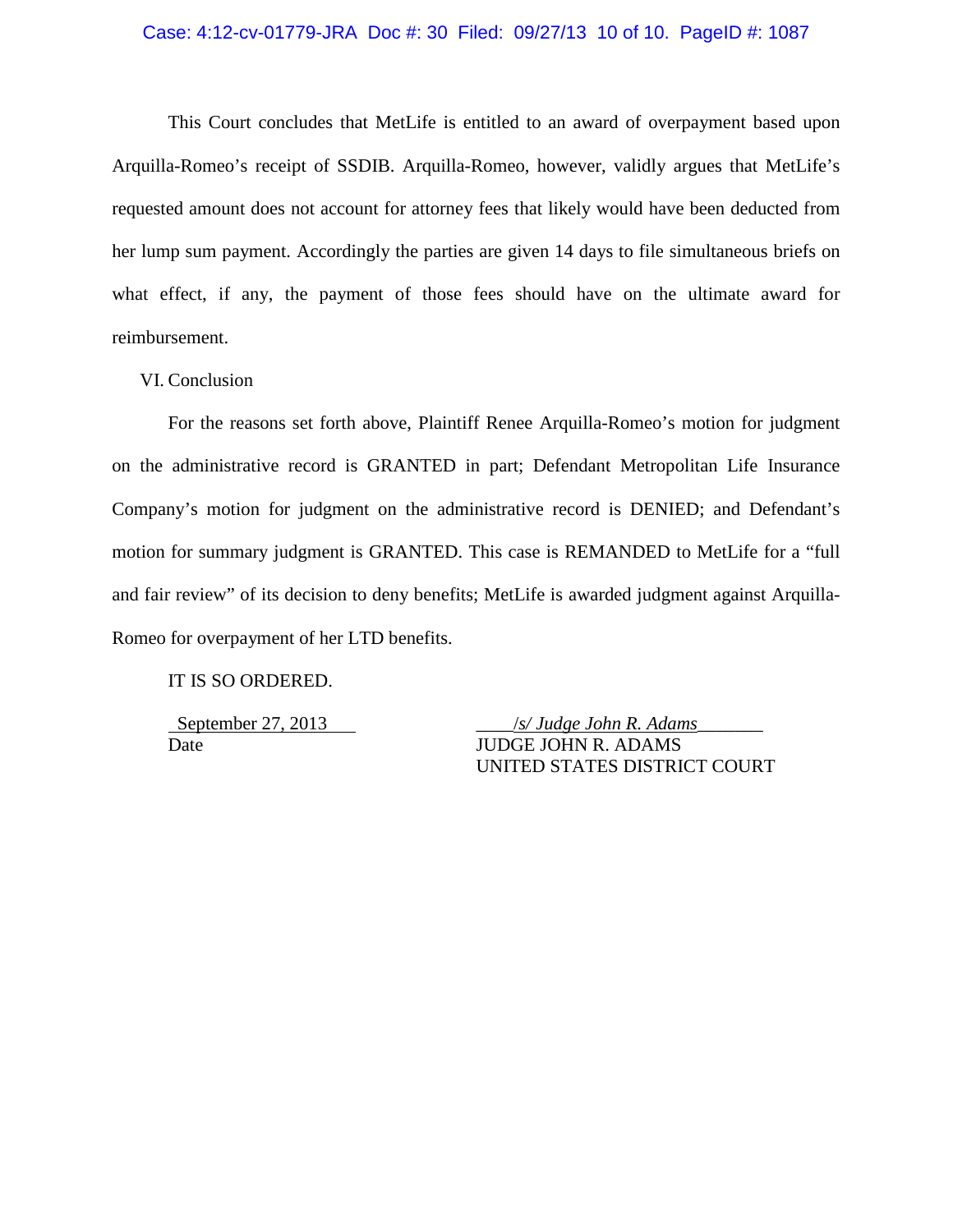This Court concludes that MetLife is entitled to an award of overpayment based upon Arquilla-Romeo's receipt of SSDIB. Arquilla-Romeo, however, validly argues that MetLife's requested amount does not account for attorney fees that likely would have been deducted from her lump sum payment. Accordingly the parties are given 14 days to file simultaneous briefs on what effect, if any, the payment of those fees should have on the ultimate award for reimbursement.

VI. Conclusion

For the reasons set forth above, Plaintiff Renee Arquilla-Romeo's motion for judgment on the administrative record is GRANTED in part; Defendant Metropolitan Life Insurance Company's motion for judgment on the administrative record is DENIED; and Defendant's motion for summary judgment is GRANTED. This case is REMANDED to MetLife for a "full and fair review" of its decision to deny benefits; MetLife is awarded judgment against Arquilla-Romeo for overpayment of her LTD benefits.

IT IS SO ORDERED.

September 27, 2013
Date

*/s/ Judge John R. Adams*
JUDGE JOHN R. ADAMS
UNITED STATES DISTRICT COURT